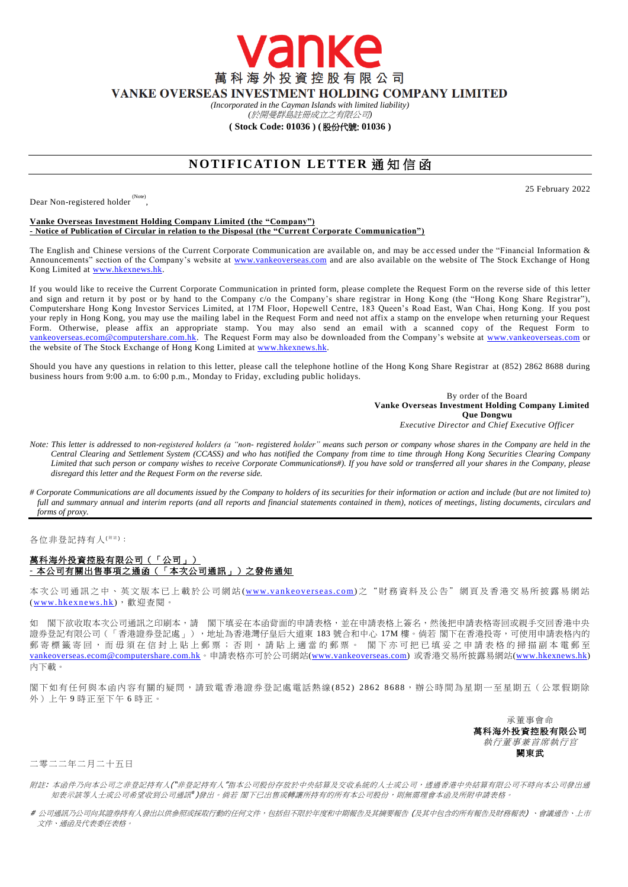# vanke

**萬科海外投資控股有限公司**

**VANKE OVERSEAS INVESTMENT HOLDING COMPANY LIMITED**

*(Incorporated in the Cayman Islands with limited liability)*
*(於開曼群島註冊成立之有限公司)*

**( Stock Code: 01036 ) ( 股份代號: 01036 )**

## NOTIFICATION LETTER 通知信函

25 February 2022

Dear Non-registered holder [(Note)],

**Vanke Overseas Investment Holding Company Limited (the "Company")**
**- Notice of Publication of Circular in relation to the Disposal (the "Current Corporate Communication")**

The English and Chinese versions of the Current Corporate Communication are available on, and may be accessed under the "Financial Information & Announcements" section of the Company's website at www.vankeoverseas.com and are also available on the website of The Stock Exchange of Hong Kong Limited at www.hkexnews.hk.

If you would like to receive the Current Corporate Communication in printed form, please complete the Request Form on the reverse side of this letter and sign and return it by post or by hand to the Company c/o the Company's share registrar in Hong Kong (the "Hong Kong Share Registrar"), Computershare Hong Kong Investor Services Limited, at 17M Floor, Hopewell Centre, 183 Queen's Road East, Wan Chai, Hong Kong. If you post your reply in Hong Kong, you may use the mailing label in the Request Form and need not affix a stamp on the envelope when returning your Request Form. Otherwise, please affix an appropriate stamp. You may also send an email with a scanned copy of the Request Form to vankeoverseas.ecom@computershare.com.hk. The Request Form may also be downloaded from the Company's website at www.vankeoverseas.com or the website of The Stock Exchange of Hong Kong Limited at www.hkexnews.hk.

Should you have any questions in relation to this letter, please call the telephone hotline of the Hong Kong Share Registrar at (852) 2862 8688 during business hours from 9:00 a.m. to 6:00 p.m., Monday to Friday, excluding public holidays.

By order of the Board
**Vanke Overseas Investment Holding Company Limited**
**Que Dongwu**
*Executive Director and Chief Executive Officer*

*Note: This letter is addressed to non-registered holders (a "non- registered holder" means such person or company whose shares in the Company are held in the Central Clearing and Settlement System (CCASS) and who has notified the Company from time to time through Hong Kong Securities Clearing Company Limited that such person or company wishes to receive Corporate Communications#). If you have sold or transferred all your shares in the Company, please disregard this letter and the Request Form on the reverse side.*

*# Corporate Communications are all documents issued by the Company to holders of its securities for their information or action and include (but are not limited to) full and summary annual and interim reports (and all reports and financial statements contained in them), notices of meetings, listing documents, circulars and forms of proxy.*

---

各位非登記持有人[(附註)]：

**萬科海外投資控股有限公司（「公司」）**
**- 本公司有關出售事項之通函（「本次公司通訊」）之發佈通知**

本次公司通訊之中、英文版本已上載於公司網站(www.vankeoverseas.com)之"財務資料及公告"網頁及香港交易所披露易網站(www.hkexnews.hk)，歡迎查閱。

如　閣下欲收取本次公司通訊之印刷本，請　閣下填妥在本函背面的申請表格，並在申請表格上簽名，然後把申請表格寄回或親手交回香港中央證券登記有限公司（「香港證券登記處」），地址為香港灣仔皇后大道東 183 號合和中心 17M 樓。倘若 閣下在香港投寄，可使用申請表格內的郵寄標籤寄回，而毋須在信封上貼上郵票；否則，請貼上適當的郵票。 閣下亦可把已填妥之申請表格的掃描副本電郵至vankeoverseas.ecom@computershare.com.hk。申請表格亦可於公司網站(www.vankeoverseas.com) 或香港交易所披露易網站(www.hkexnews.hk)內下載。

閣下如有任何與本函內容有關的疑問，請致電香港證券登記處電話熱線(852) 2862 8688，辦公時間為星期一至星期五（公眾假期除外）上午 9 時正至下午 6 時正。

承董事會命
**萬科海外投資控股有限公司**
*執行董事兼首席執行官*
**闕東武**

二零二二年二月二十五日

*附註：本函件乃向本公司之非登記持有人("非登記持有人"指本公司股份存放於中央結算及交收系統的人士或公司，透過香港中央結算有限公司不時向本公司發出通知表示該等人士或公司希望收到公司通訊#)發出。倘若 閣下已出售或轉讓所持有的所有本公司股份，則無需理會本函及所附申請表格。*

*# 公司通訊乃公司向其證券持有人發出以供參照或採取行動的任何文件，包括但不限於年度和中期報告及其摘要報告 (及其中包含的所有報告及財務報表) 、會議通告、上市文件、通函及代表委任表格。*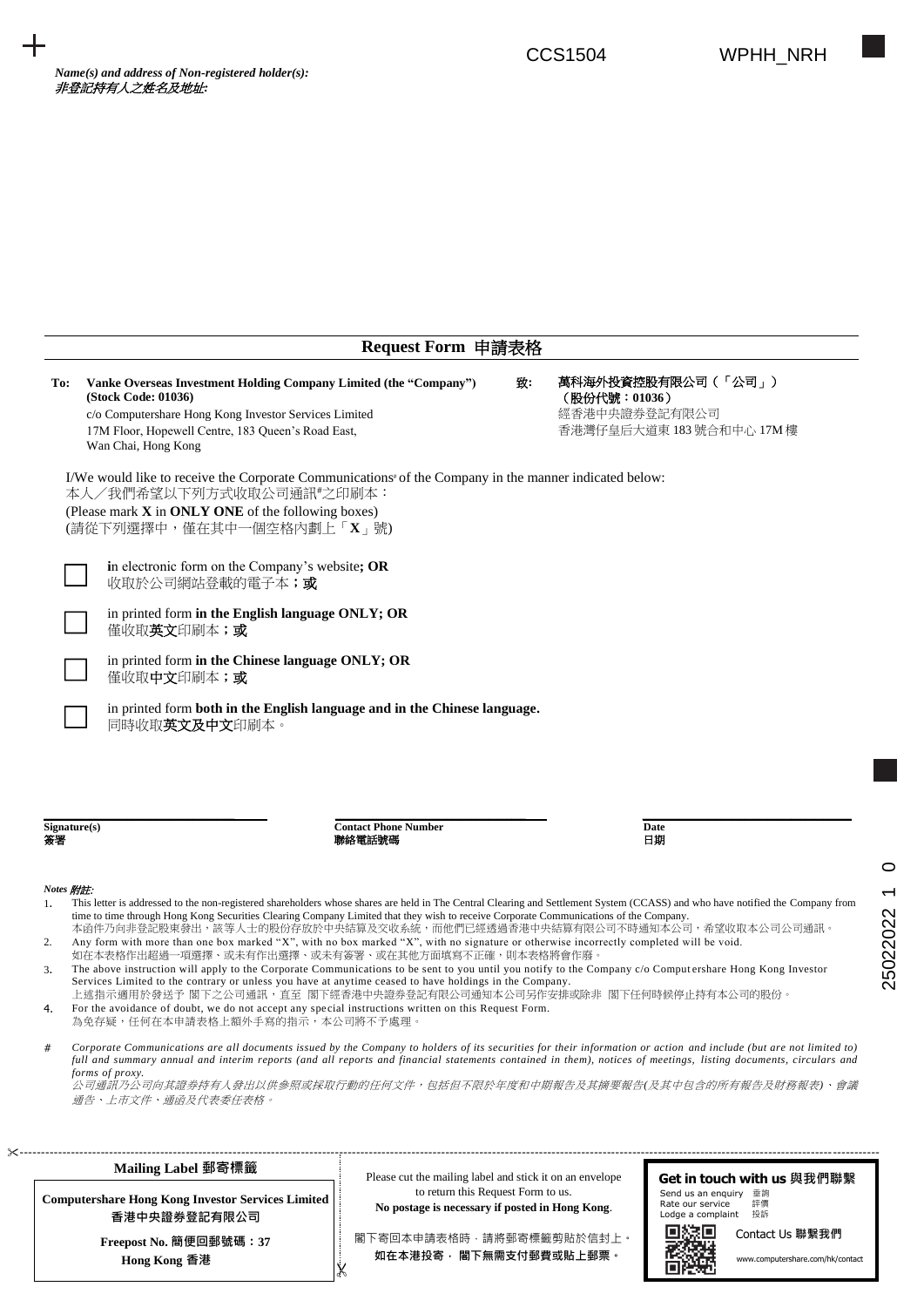*Name(s) and address of Non-registered holder(s):*
*非登記持有人之姓名及地址:*

# Request Form 申請表格

**To: Vanke Overseas Investment Holding Company Limited (the "Company") (Stock Code: 01036)**
c/o Computershare Hong Kong Investor Services Limited
17M Floor, Hopewell Centre, 183 Queen's Road East,
Wan Chai, Hong Kong

**致: 萬科海外投資控股有限公司（「公司」）（股份代號：01036）**
經香港中央證券登記有限公司
香港灣仔皇后大道東 183 號合和中心 17M 樓

I/We would like to receive the Corporate Communications# of the Company in the manner indicated below:
本人╱我們希望以下列方式收取公司通訊#之印刷本：
(Please mark **X** in **ONLY ONE** of the following boxes)
(請從下列選擇中，僅在其中一個空格內劃上「**X**」號)

☐ **i**n electronic form on the Company's website**; OR**
收取於公司網站登載的電子本**；或**

☐ in printed form **in the English language ONLY; OR**
僅收取**英文**印刷本**；或**

☐ in printed form **in the Chinese language ONLY; OR**
僅收取**中文**印刷本**；或**

☐ in printed form **both in the English language and in the Chinese language.**
同時收取**英文及中文**印刷本。

**Signature(s) 簽署** ______________________ **Contact Phone Number 聯絡電話號碼** ______________________ **Date 日期** ______________________

*Notes 附註:*

1. This letter is addressed to the non-registered shareholders whose shares are held in The Central Clearing and Settlement System (CCASS) and who have notified the Company from time to time through Hong Kong Securities Clearing Company Limited that they wish to receive Corporate Communications of the Company.
本函件乃向非登記股東發出，該等人士的股份存放於中央結算及交收系統，而他們已經透過香港中央結算有限公司不時通知本公司，希望收取本公司公司通訊。
2. Any form with more than one box marked "X", with no box marked "X", with no signature or otherwise incorrectly completed will be void.
如在本表格作出超過一項選擇、或未有作出選擇、或未有簽署、或在其他方面填寫不正確，則本表格將會作廢。
3. The above instruction will apply to the Corporate Communications to be sent to you until you notify to the Company c/o Computershare Hong Kong Investor Services Limited to the contrary or unless you have at anytime ceased to have holdings in the Company.
上述指示適用於發送予 閣下之公司通訊，直至 閣下經香港中央證券登記有限公司通知本公司另作安排或除非 閣下任何時候停止持有本公司的股份。
4. For the avoidance of doubt, we do not accept any special instructions written on this Request Form.
為免存疑，任何在本申請表格上額外手寫的指示，本公司將不予處理。

\# *Corporate Communications are all documents issued by the Company to holders of its securities for their information or action and include (but are not limited to) full and summary annual and interim reports (and all reports and financial statements contained in them), notices of meetings, listing documents, circulars and forms of proxy.*
*公司通訊乃公司向其證券持有人發出以供參照或採取行動的任何文件，包括但不限於年度和中期報告及其摘要報告(及其中包含的所有報告及財務報表)、會議通告、上市文件、通函及代表委任表格。*

**Mailing Label 郵寄標籤**

**Computershare Hong Kong Investor Services Limited**
**香港中央證券登記有限公司**
**Freepost No. 簡便回郵號碼：37**
**Hong Kong 香港**

Please cut the mailing label and stick it on an envelope to return this Request Form to us.
**No postage is necessary if posted in Hong Kong**.

閣下寄回本申請表格時，請將郵寄標籤剪貼於信封上。
**如在本港投寄， 閣下無需支付郵費或貼上郵票。**

**Get in touch with us 與我們聯繫**
Send us an enquiry 查詢
Rate our service 評價
Lodge a complaint 投訴
Contact Us 聯繫我們
www.computershare.com/hk/contact